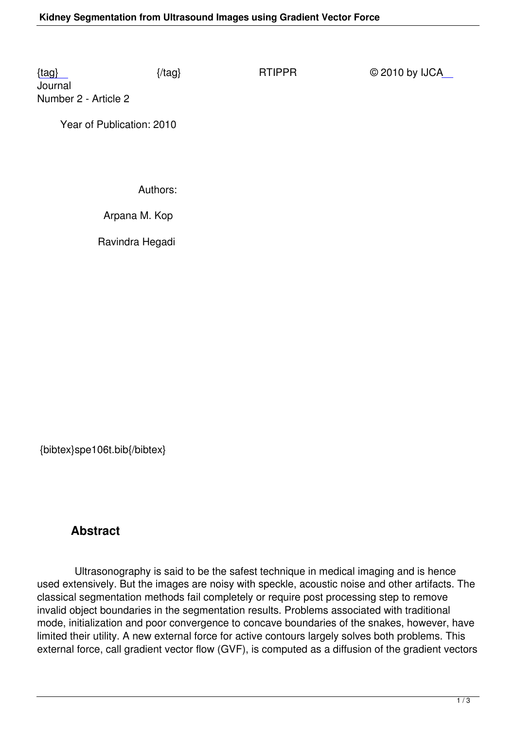{tag} {/tag} RTIPPR © 2010 by IJCA Journal
Number 2 - Article 2

Year of Publication: 2010

Authors:

Arpana M. Kop

Ravindra Hegadi

{bibtex}spe106t.bib{/bibtex}

## Abstract

Ultrasonography is said to be the safest technique in medical imaging and is hence used extensively. But the images are noisy with speckle, acoustic noise and other artifacts. The classical segmentation methods fail completely or require post processing step to remove invalid object boundaries in the segmentation results. Problems associated with traditional mode, initialization and poor convergence to concave boundaries of the snakes, however, have limited their utility. A new external force for active contours largely solves both problems. This external force, call gradient vector flow (GVF), is computed as a diffusion of the gradient vectors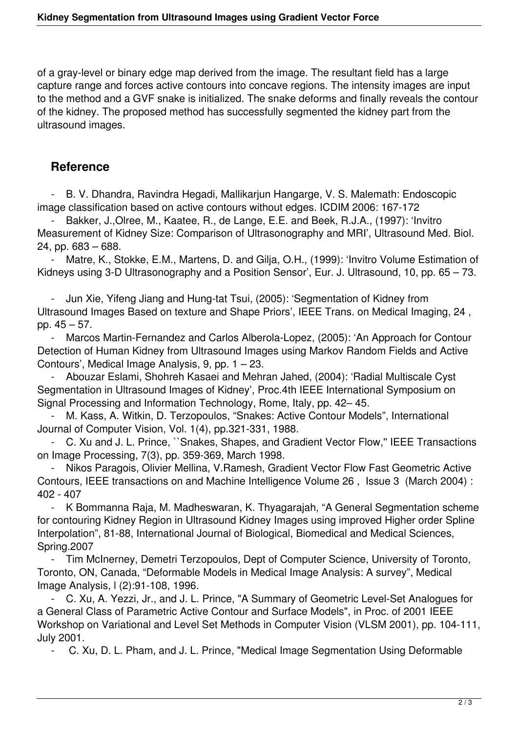of a gray-level or binary edge map derived from the image. The resultant field has a large capture range and forces active contours into concave regions. The intensity images are input to the method and a GVF snake is initialized. The snake deforms and finally reveals the contour of the kidney. The proposed method has successfully segmented the kidney part from the ultrasound images.

## Reference

- B. V. Dhandra, Ravindra Hegadi, Mallikarjun Hangarge, V. S. Malemath: Endoscopic image classification based on active contours without edges. ICDIM 2006: 167-172
- Bakker, J.,Olree, M., Kaatee, R., de Lange, E.E. and Beek, R.J.A., (1997): 'Invitro Measurement of Kidney Size: Comparison of Ultrasonography and MRI', Ultrasound Med. Biol. 24, pp. 683 – 688.
- Matre, K., Stokke, E.M., Martens, D. and Gilja, O.H., (1999): 'Invitro Volume Estimation of Kidneys using 3-D Ultrasonography and a Position Sensor', Eur. J. Ultrasound, 10, pp. 65 – 73.
- Jun Xie, Yifeng Jiang and Hung-tat Tsui, (2005): 'Segmentation of Kidney from Ultrasound Images Based on texture and Shape Priors', IEEE Trans. on Medical Imaging, 24 , pp. 45 – 57.
- Marcos Martin-Fernandez and Carlos Alberola-Lopez, (2005): 'An Approach for Contour Detection of Human Kidney from Ultrasound Images using Markov Random Fields and Active Contours', Medical Image Analysis, 9, pp. 1 – 23.
- Abouzar Eslami, Shohreh Kasaei and Mehran Jahed, (2004): 'Radial Multiscale Cyst Segmentation in Ultrasound Images of Kidney', Proc.4th IEEE International Symposium on Signal Processing and Information Technology, Rome, Italy, pp. 42– 45.
- M. Kass, A. Witkin, D. Terzopoulos, "Snakes: Active Contour Models", International Journal of Computer Vision, Vol. 1(4), pp.321-331, 1988.
- C. Xu and J. L. Prince, ``Snakes, Shapes, and Gradient Vector Flow,'' IEEE Transactions on Image Processing, 7(3), pp. 359-369, March 1998.
- Nikos Paragois, Olivier Mellina, V.Ramesh, Gradient Vector Flow Fast Geometric Active Contours, IEEE transactions on and Machine Intelligence Volume 26 , Issue 3 (March 2004) : 402 - 407
- K Bommanna Raja, M. Madheswaran, K. Thyagarajah, "A General Segmentation scheme for contouring Kidney Region in Ultrasound Kidney Images using improved Higher order Spline Interpolation", 81-88, International Journal of Biological, Biomedical and Medical Sciences, Spring.2007
- Tim McInerney, Demetri Terzopoulos, Dept of Computer Science, University of Toronto, Toronto, ON, Canada, "Deformable Models in Medical Image Analysis: A survey", Medical Image Analysis, l (2):91-108, 1996.
- C. Xu, A. Yezzi, Jr., and J. L. Prince, "A Summary of Geometric Level-Set Analogues for a General Class of Parametric Active Contour and Surface Models", in Proc. of 2001 IEEE Workshop on Variational and Level Set Methods in Computer Vision (VLSM 2001), pp. 104-111, July 2001.
- C. Xu, D. L. Pham, and J. L. Prince, "Medical Image Segmentation Using Deformable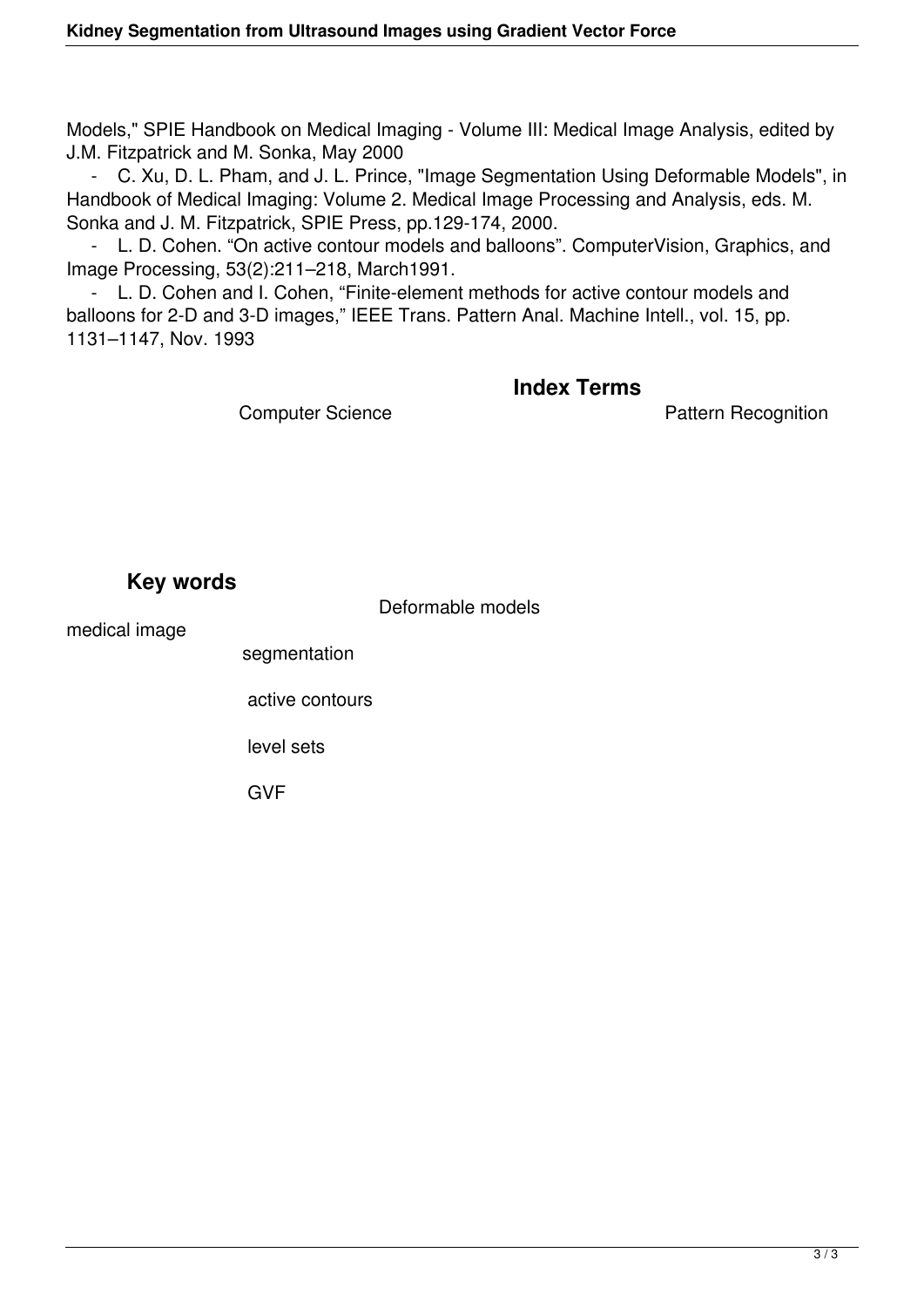Models," SPIE Handbook on Medical Imaging - Volume III: Medical Image Analysis, edited by J.M. Fitzpatrick and M. Sonka, May 2000

- C. Xu, D. L. Pham, and J. L. Prince, "Image Segmentation Using Deformable Models", in Handbook of Medical Imaging: Volume 2. Medical Image Processing and Analysis, eds. M. Sonka and J. M. Fitzpatrick, SPIE Press, pp.129-174, 2000.
- L. D. Cohen. “On active contour models and balloons”. ComputerVision, Graphics, and Image Processing, 53(2):211–218, March1991.
- L. D. Cohen and I. Cohen, “Finite-element methods for active contour models and balloons for 2-D and 3-D images,” IEEE Trans. Pattern Anal. Machine Intell., vol. 15, pp. 1131–1147, Nov. 1993

## Index Terms

Computer Science

Pattern Recognition

## Key words

Deformable models

medical image

segmentation

active contours

level sets

GVF